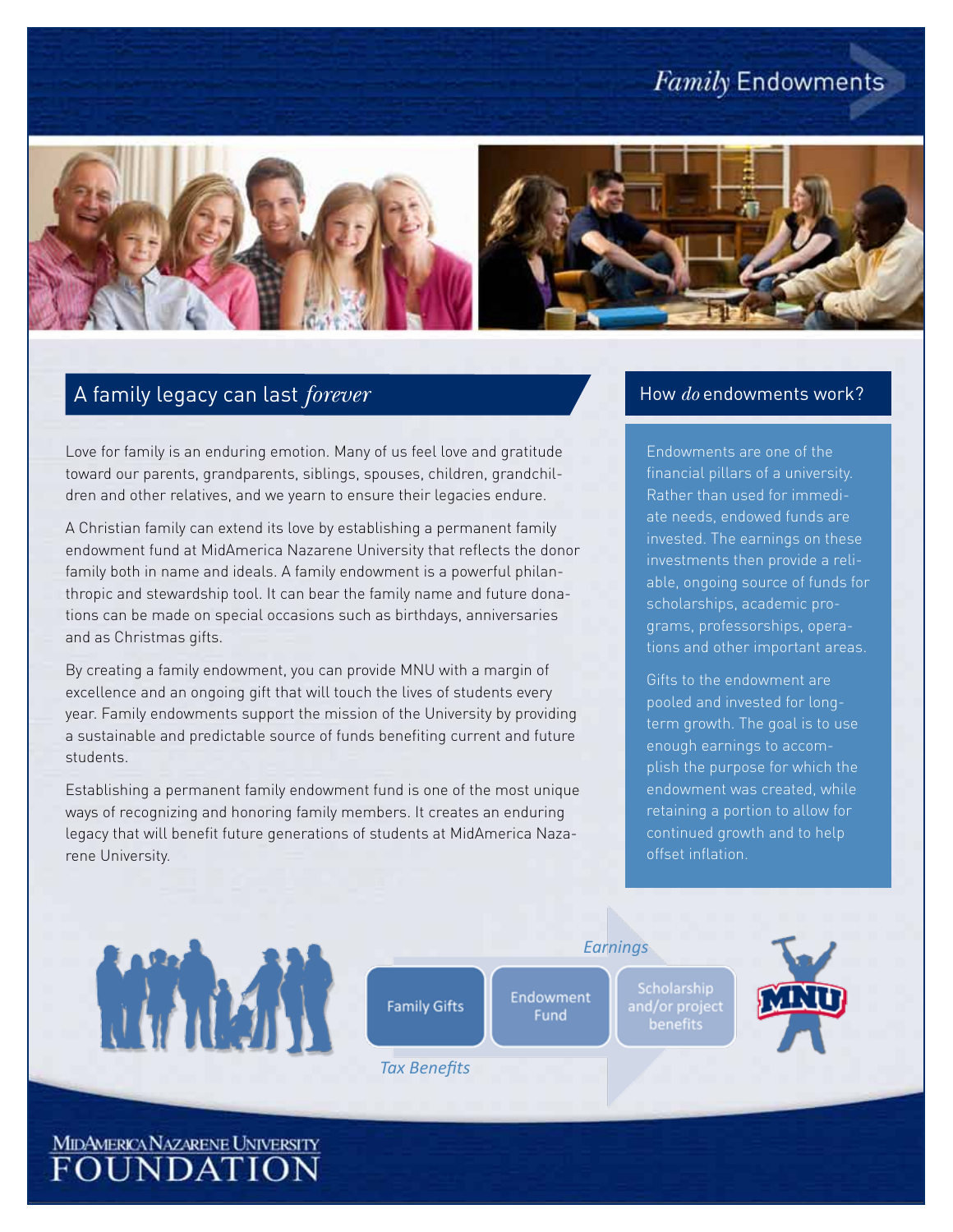# *Family* Endowments

## A family legacy can last *forever*

Love for family is an enduring emotion. Many of us feel love and gratitude toward our parents, grandparents, siblings, spouses, children, grandchildren and other relatives, and we yearn to ensure their legacies endure.

A Christian family can extend its love by establishing a permanent family endowment fund at MidAmerica Nazarene University that reflects the donor family both in name and ideals. A family endowment is a powerful philanthropic and stewardship tool. It can bear the family name and future donations can be made on special occasions such as birthdays, anniversaries and as Christmas gifts.

By creating a family endowment, you can provide MNU with a margin of excellence and an ongoing gift that will touch the lives of students every year. Family endowments support the mission of the University by providing a sustainable and predictable source of funds benefiting current and future students.

Establishing a permanent family endowment fund is one of the most unique ways of recognizing and honoring family members. It creates an enduring legacy that will benefit future generations of students at MidAmerica Nazarene University.

## How *do* endowments work?

Endowments are one of the financial pillars of a university. Rather than used for immediate needs, endowed funds are invested. The earnings on these investments then provide a reliable, ongoing source of funds for scholarships, academic programs, professorships, operations and other important areas.

Gifts to the endowment are pooled and invested for long-term growth. The goal is to use enough earnings to accomplish the purpose for which the endowment was created, while retaining a portion to allow for continued growth and to help offset inflation.

*Earnings*

Family Gifts → Endowment Fund → Scholarship and/or project benefits

*Tax Benefits*

MNU

MidAmerica Nazarene University FOUNDATION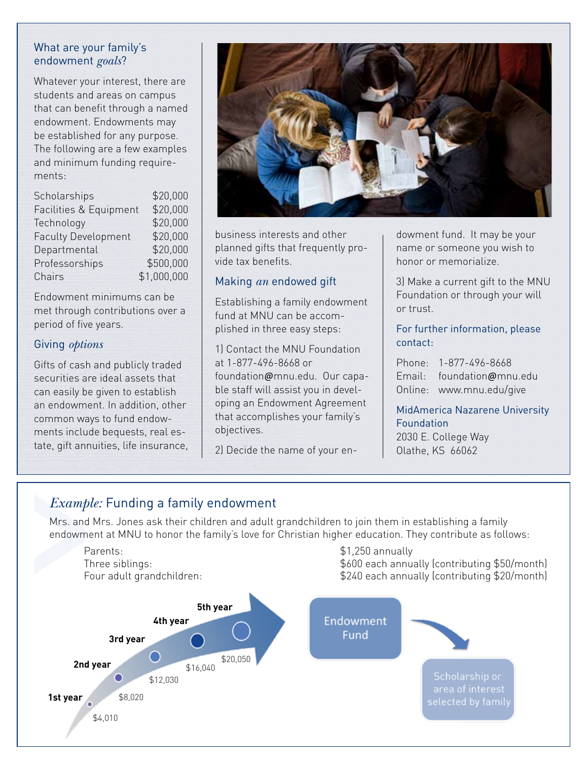## What are your family's endowment *goals*?

Whatever your interest, there are students and areas on campus that can benefit through a named endowment. Endowments may be established for any purpose. The following are a few examples and minimum funding requirements:

| | |
|---|---|
| Scholarships | $20,000 |
| Facilities & Equipment | $20,000 |
| Technology | $20,000 |
| Faculty Development | $20,000 |
| Departmental | $20,000 |
| Professorships | $500,000 |
| Chairs | $1,000,000 |

Endowment minimums can be met through contributions over a period of five years.

## Giving *options*

Gifts of cash and publicly traded securities are ideal assets that can easily be given to establish an endowment. In addition, other common ways to fund endowments include bequests, real estate, gift annuities, life insurance, business interests and other planned gifts that frequently provide tax benefits.

## Making *an* endowed gift

Establishing a family endowment fund at MNU can be accomplished in three easy steps:

1) Contact the MNU Foundation at 1-877-496-8668 or foundation@mnu.edu. Our capable staff will assist you in developing an Endowment Agreement that accomplishes your family's objectives.

2) Decide the name of your endowment fund. It may be your name or someone you wish to honor or memorialize.

3) Make a current gift to the MNU Foundation or through your will or trust.

**For further information, please contact:**

Phone: 1-877-496-8668
Email: foundation@mnu.edu
Online: www.mnu.edu/give

**MidAmerica Nazarene University Foundation**
2030 E. College Way
Olathe, KS 66062

## *Example:* Funding a family endowment

Mrs. and Mrs. Jones ask their children and adult grandchildren to join them in establishing a family endowment at MNU to honor the family's love for Christian higher education. They contribute as follows:

| | |
|---|---|
| Parents: | $1,250 annually |
| Three siblings: | $600 each annually (contributing $50/month) |
| Four adult grandchildren: | $240 each annually (contributing $20/month) |

1st year $4,010
2nd year $8,020
3rd year $12,030
4th year $16,040
5th year $20,050

Endowment Fund

Scholarship or area of interest selected by family